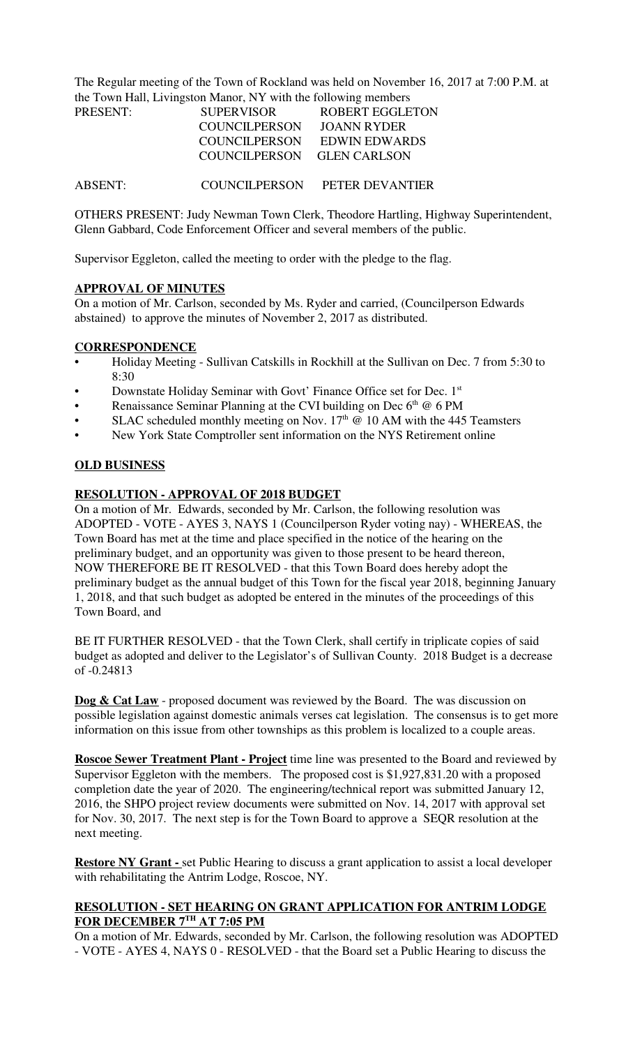The Regular meeting of the Town of Rockland was held on November 16, 2017 at 7:00 P.M. at the Town Hall, Livingston Manor, NY with the following members

| PRESENT: | SUPERVISOR | ROBERT EGGLETON |
| --- | --- | --- |
| | COUNCILPERSON | JOANN RYDER |
| | COUNCILPERSON | EDWIN EDWARDS |
| | COUNCILPERSON | GLEN CARLSON |
| ABSENT: | COUNCILPERSON | PETER DEVANTIER |

OTHERS PRESENT: Judy Newman Town Clerk, Theodore Hartling, Highway Superintendent, Glenn Gabbard, Code Enforcement Officer and several members of the public.

Supervisor Eggleton, called the meeting to order with the pledge to the flag.

## APPROVAL OF MINUTES

On a motion of Mr. Carlson, seconded by Ms. Ryder and carried, (Councilperson Edwards abstained) to approve the minutes of November 2, 2017 as distributed.

## CORRESPONDENCE

- Holiday Meeting - Sullivan Catskills in Rockhill at the Sullivan on Dec. 7 from 5:30 to 8:30
- Downstate Holiday Seminar with Govt' Finance Office set for Dec. 1st
- Renaissance Seminar Planning at the CVI building on Dec 6th @ 6 PM
- SLAC scheduled monthly meeting on Nov. 17th @ 10 AM with the 445 Teamsters
- New York State Comptroller sent information on the NYS Retirement online

## OLD BUSINESS

## RESOLUTION - APPROVAL OF 2018 BUDGET

On a motion of Mr. Edwards, seconded by Mr. Carlson, the following resolution was ADOPTED - VOTE - AYES 3, NAYS 1 (Councilperson Ryder voting nay) - WHEREAS, the Town Board has met at the time and place specified in the notice of the hearing on the preliminary budget, and an opportunity was given to those present to be heard thereon, NOW THEREFORE BE IT RESOLVED - that this Town Board does hereby adopt the preliminary budget as the annual budget of this Town for the fiscal year 2018, beginning January 1, 2018, and that such budget as adopted be entered in the minutes of the proceedings of this Town Board, and

BE IT FURTHER RESOLVED - that the Town Clerk, shall certify in triplicate copies of said budget as adopted and deliver to the Legislator's of Sullivan County. 2018 Budget is a decrease of -0.24813

**Dog & Cat Law** - proposed document was reviewed by the Board. The was discussion on possible legislation against domestic animals verses cat legislation. The consensus is to get more information on this issue from other townships as this problem is localized to a couple areas.

**Roscoe Sewer Treatment Plant - Project** time line was presented to the Board and reviewed by Supervisor Eggleton with the members. The proposed cost is $1,927,831.20 with a proposed completion date the year of 2020. The engineering/technical report was submitted January 12, 2016, the SHPO project review documents were submitted on Nov. 14, 2017 with approval set for Nov. 30, 2017. The next step is for the Town Board to approve a SEQR resolution at the next meeting.

**Restore NY Grant -** set Public Hearing to discuss a grant application to assist a local developer with rehabilitating the Antrim Lodge, Roscoe, NY.

## RESOLUTION - SET HEARING ON GRANT APPLICATION FOR ANTRIM LODGE FOR DECEMBER 7TH AT 7:05 PM

On a motion of Mr. Edwards, seconded by Mr. Carlson, the following resolution was ADOPTED - VOTE - AYES 4, NAYS 0 - RESOLVED - that the Board set a Public Hearing to discuss the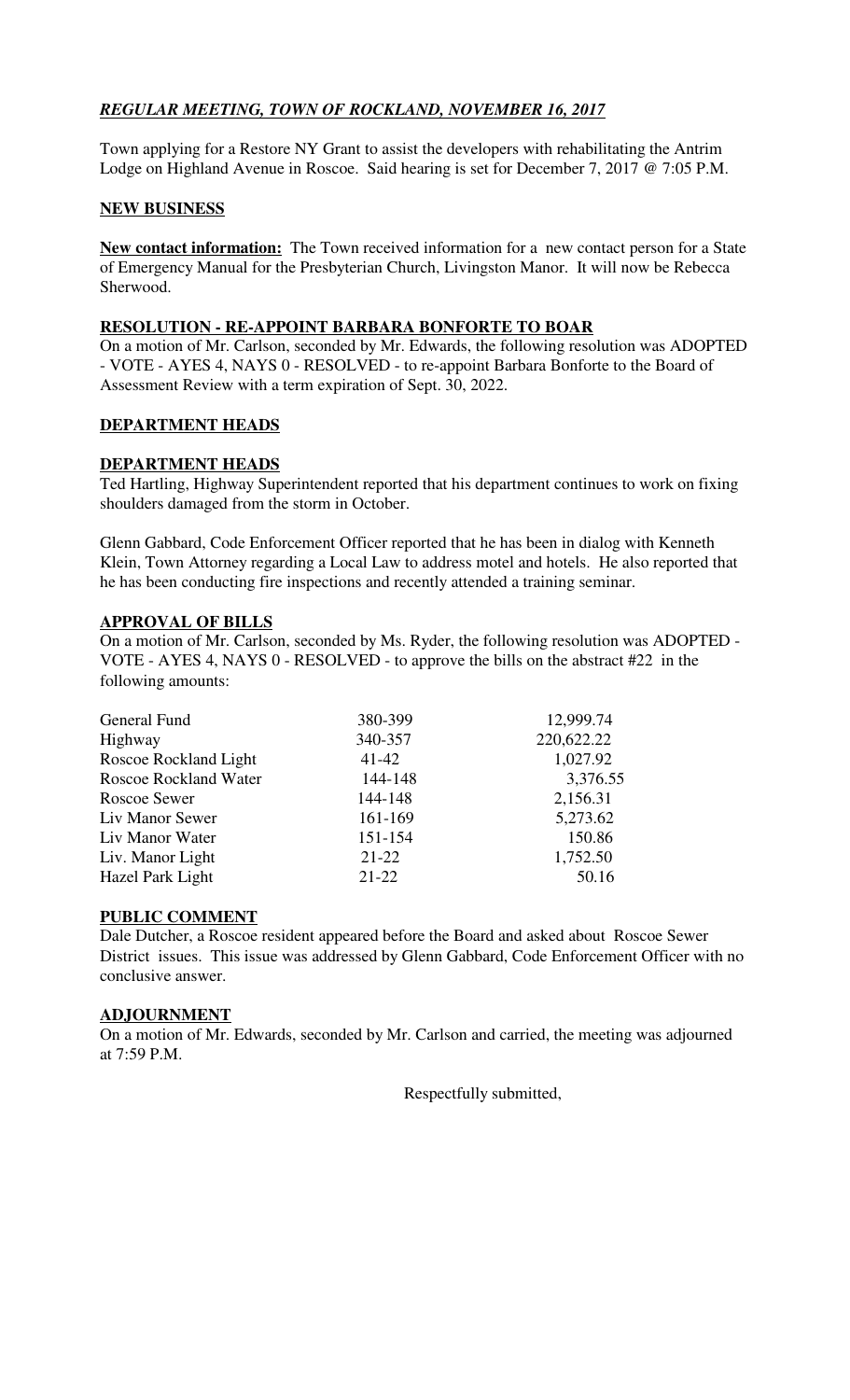***REGULAR MEETING, TOWN OF ROCKLAND, NOVEMBER 16, 2017***

Town applying for a Restore NY Grant to assist the developers with rehabilitating the Antrim Lodge on Highland Avenue in Roscoe. Said hearing is set for December 7, 2017 @ 7:05 P.M.

**NEW BUSINESS**

**New contact information:** The Town received information for a new contact person for a State of Emergency Manual for the Presbyterian Church, Livingston Manor. It will now be Rebecca Sherwood.

**RESOLUTION - RE-APPOINT BARBARA BONFORTE TO BOAR**

On a motion of Mr. Carlson, seconded by Mr. Edwards, the following resolution was ADOPTED - VOTE - AYES 4, NAYS 0 - RESOLVED - to re-appoint Barbara Bonforte to the Board of Assessment Review with a term expiration of Sept. 30, 2022.

**DEPARTMENT HEADS**

**DEPARTMENT HEADS**

Ted Hartling, Highway Superintendent reported that his department continues to work on fixing shoulders damaged from the storm in October.

Glenn Gabbard, Code Enforcement Officer reported that he has been in dialog with Kenneth Klein, Town Attorney regarding a Local Law to address motel and hotels. He also reported that he has been conducting fire inspections and recently attended a training seminar.

**APPROVAL OF BILLS**

On a motion of Mr. Carlson, seconded by Ms. Ryder, the following resolution was ADOPTED - VOTE - AYES 4, NAYS 0 - RESOLVED - to approve the bills on the abstract #22 in the following amounts:

| | | |
|---|---|---|
| General Fund | 380-399 | 12,999.74 |
| Highway | 340-357 | 220,622.22 |
| Roscoe Rockland Light | 41-42 | 1,027.92 |
| Roscoe Rockland Water | 144-148 | 3,376.55 |
| Roscoe Sewer | 144-148 | 2,156.31 |
| Liv Manor Sewer | 161-169 | 5,273.62 |
| Liv Manor Water | 151-154 | 150.86 |
| Liv. Manor Light | 21-22 | 1,752.50 |
| Hazel Park Light | 21-22 | 50.16 |

**PUBLIC COMMENT**

Dale Dutcher, a Roscoe resident appeared before the Board and asked about Roscoe Sewer District issues. This issue was addressed by Glenn Gabbard, Code Enforcement Officer with no conclusive answer.

**ADJOURNMENT**

On a motion of Mr. Edwards, seconded by Mr. Carlson and carried, the meeting was adjourned at 7:59 P.M.

Respectfully submitted,